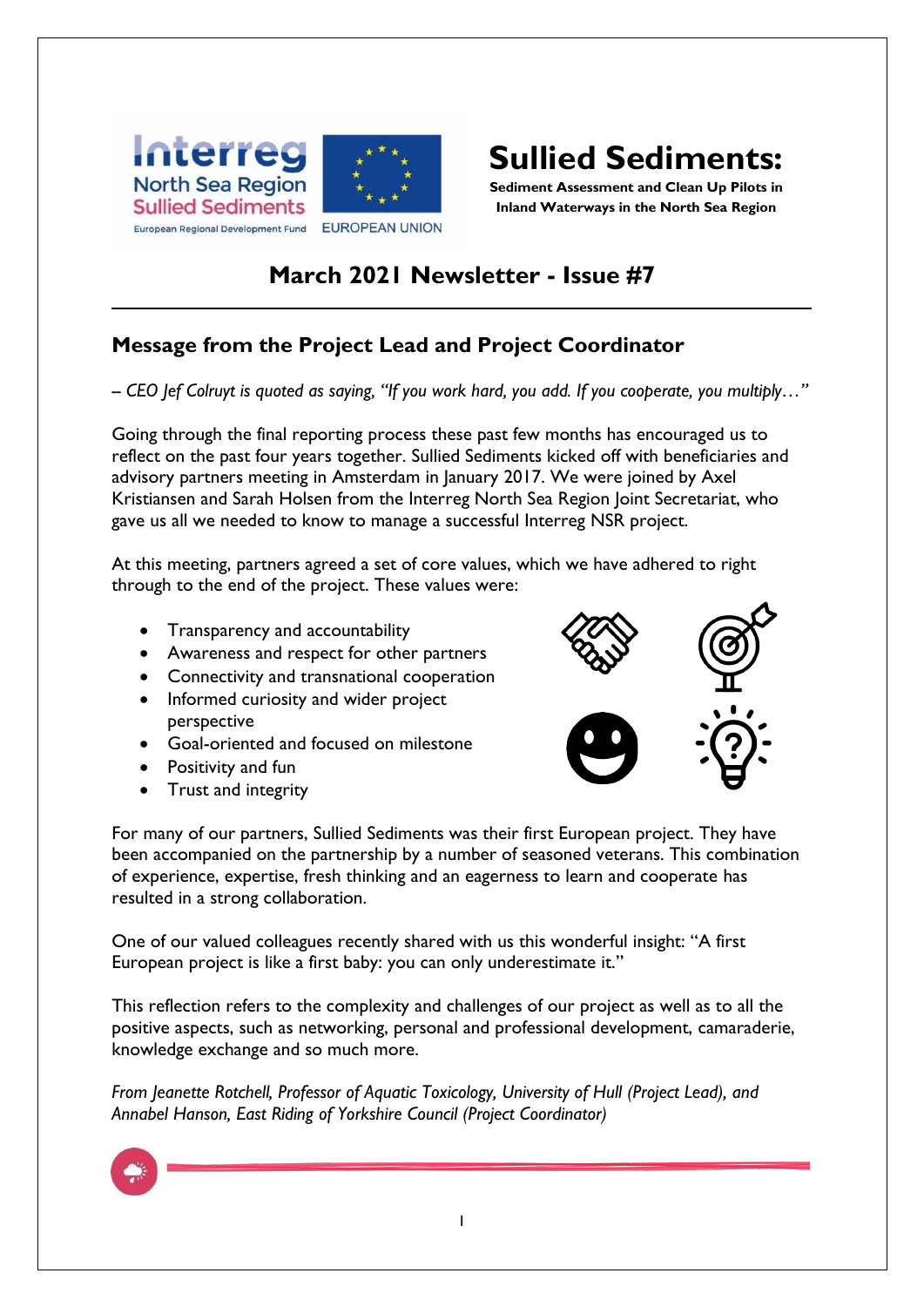Interreg North Sea Region Sullied Sediments

European Regional Development Fund — EUROPEAN UNION

# Sullied Sediments:

**Sediment Assessment and Clean Up Pilots in Inland Waterways in the North Sea Region**

## March 2021 Newsletter - Issue #7

## Message from the Project Lead and Project Coordinator

*– CEO Jef Colruyt is quoted as saying, "If you work hard, you add. If you cooperate, you multiply…"*

Going through the final reporting process these past few months has encouraged us to reflect on the past four years together. Sullied Sediments kicked off with beneficiaries and advisory partners meeting in Amsterdam in January 2017. We were joined by Axel Kristiansen and Sarah Holsen from the Interreg North Sea Region Joint Secretariat, who gave us all we needed to know to manage a successful Interreg NSR project.

At this meeting, partners agreed a set of core values, which we have adhered to right through to the end of the project. These values were:

- Transparency and accountability
- Awareness and respect for other partners
- Connectivity and transnational cooperation
- Informed curiosity and wider project perspective
- Goal-oriented and focused on milestone
- Positivity and fun
- Trust and integrity

For many of our partners, Sullied Sediments was their first European project. They have been accompanied on the partnership by a number of seasoned veterans. This combination of experience, expertise, fresh thinking and an eagerness to learn and cooperate has resulted in a strong collaboration.

One of our valued colleagues recently shared with us this wonderful insight: "A first European project is like a first baby: you can only underestimate it."

This reflection refers to the complexity and challenges of our project as well as to all the positive aspects, such as networking, personal and professional development, camaraderie, knowledge exchange and so much more.

*From Jeanette Rotchell, Professor of Aquatic Toxicology, University of Hull (Project Lead), and Annabel Hanson, East Riding of Yorkshire Council (Project Coordinator)*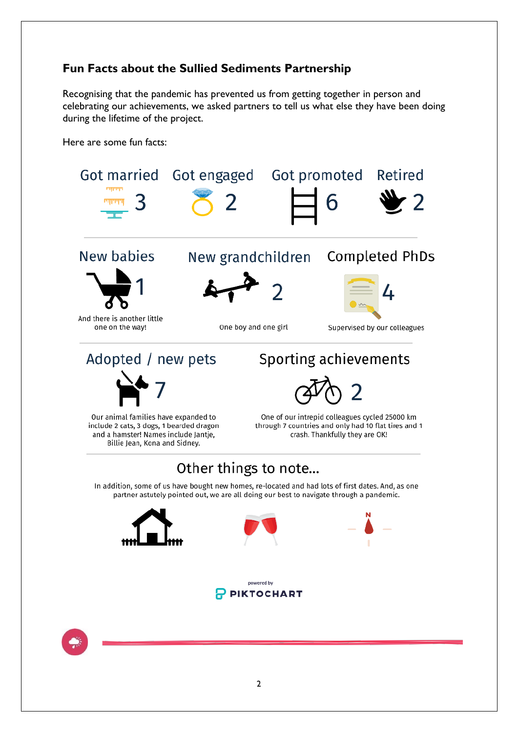## Fun Facts about the Sullied Sediments Partnership

Recognising that the pandemic has prevented us from getting together in person and celebrating our achievements, we asked partners to tell us what else they have been doing during the lifetime of the project.

Here are some fun facts:

**Got married** 3

**Got engaged** 2

**Got promoted** 6

**Retired** 2

**New babies** 1

And there is another little one on the way!

**New grandchildren** 2

One boy and one girl

**Completed PhDs** 4

Supervised by our colleagues

**Adopted / new pets** 7

Our animal families have expanded to include 2 cats, 3 dogs, 1 bearded dragon and a hamster! Names include Jantje, Billie Jean, Kona and Sidney.

**Sporting achievements** 2

One of our intrepid colleagues cycled 25000 km through 7 countries and only had 10 flat tires and 1 crash. Thankfully they are OK!

### Other things to note...

In addition, some of us have bought new homes, re-located and had lots of first dates. And, as one partner astutely pointed out, we are all doing our best to navigate through a pandemic.

powered by PIKTOCHART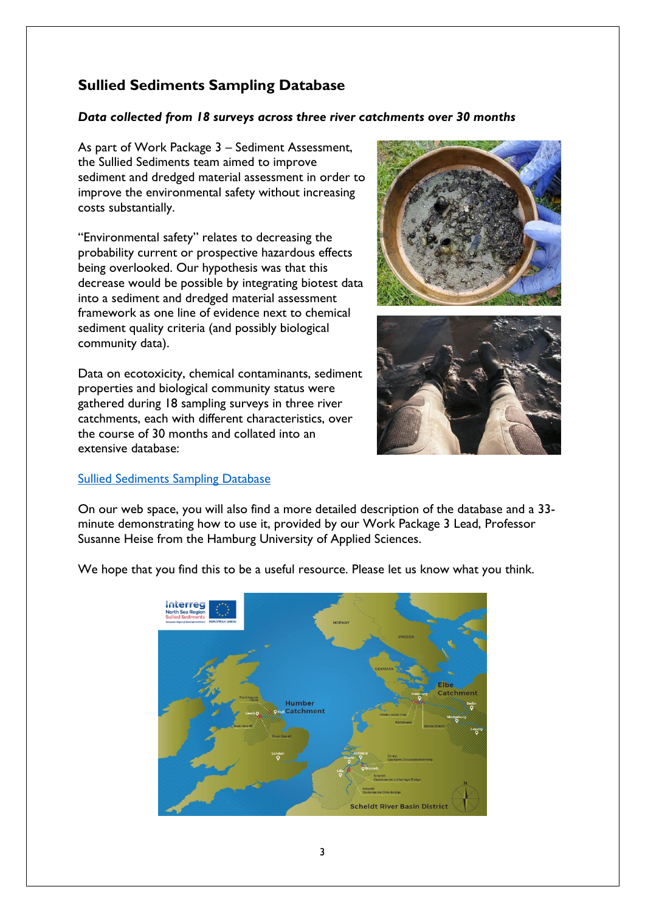## Sullied Sediments Sampling Database

***Data collected from 18 surveys across three river catchments over 30 months***

As part of Work Package 3 – Sediment Assessment, the Sullied Sediments team aimed to improve sediment and dredged material assessment in order to improve the environmental safety without increasing costs substantially.

"Environmental safety" relates to decreasing the probability current or prospective hazardous effects being overlooked. Our hypothesis was that this decrease would be possible by integrating biotest data into a sediment and dredged material assessment framework as one line of evidence next to chemical sediment quality criteria (and possibly biological community data).

Data on ecotoxicity, chemical contaminants, sediment properties and biological community status were gathered during 18 sampling surveys in three river catchments, each with different characteristics, over the course of 30 months and collated into an extensive database:

[Sullied Sediments Sampling Database]

On our web space, you will also find a more detailed description of the database and a 33-minute demonstrating how to use it, provided by our Work Package 3 Lead, Professor Susanne Heise from the Hamburg University of Applied Sciences.

We hope that you find this to be a useful resource. Please let us know what you think.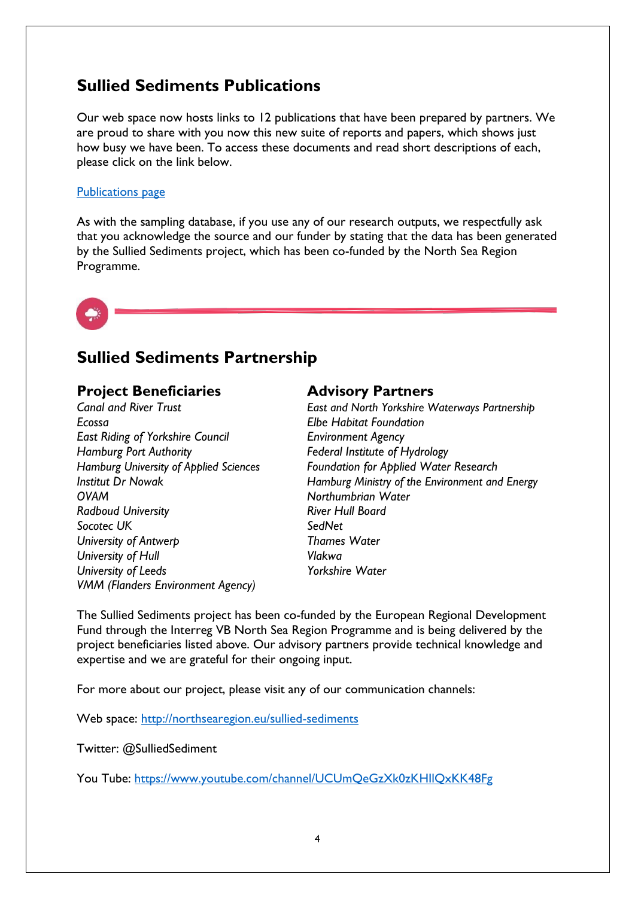## Sullied Sediments Publications

Our web space now hosts links to 12 publications that have been prepared by partners. We are proud to share with you now this new suite of reports and papers, which shows just how busy we have been. To access these documents and read short descriptions of each, please click on the link below.

[Publications page]

As with the sampling database, if you use any of our research outputs, we respectfully ask that you acknowledge the source and our funder by stating that the data has been generated by the Sullied Sediments project, which has been co-funded by the North Sea Region Programme.

## Sullied Sediments Partnership

### Project Beneficiaries

*Canal and River Trust*
*Ecossa*
*East Riding of Yorkshire Council*
*Hamburg Port Authority*
*Hamburg University of Applied Sciences*
*Institut Dr Nowak*
*OVAM*
*Radboud University*
*Socotec UK*
*University of Antwerp*
*University of Hull*
*University of Leeds*
*VMM (Flanders Environment Agency)*

### Advisory Partners

*East and North Yorkshire Waterways Partnership*
*Elbe Habitat Foundation*
*Environment Agency*
*Federal Institute of Hydrology*
*Foundation for Applied Water Research*
*Hamburg Ministry of the Environment and Energy*
*Northumbrian Water*
*River Hull Board*
*SedNet*
*Thames Water*
*Vlakwa*
*Yorkshire Water*

The Sullied Sediments project has been co-funded by the European Regional Development Fund through the Interreg VB North Sea Region Programme and is being delivered by the project beneficiaries listed above. Our advisory partners provide technical knowledge and expertise and we are grateful for their ongoing input.

For more about our project, please visit any of our communication channels:

Web space: http://northsearegion.eu/sullied-sediments

Twitter: @SulliedSediment

You Tube: https://www.youtube.com/channel/UCUmQeGzXk0zKHllQxKK48Fg